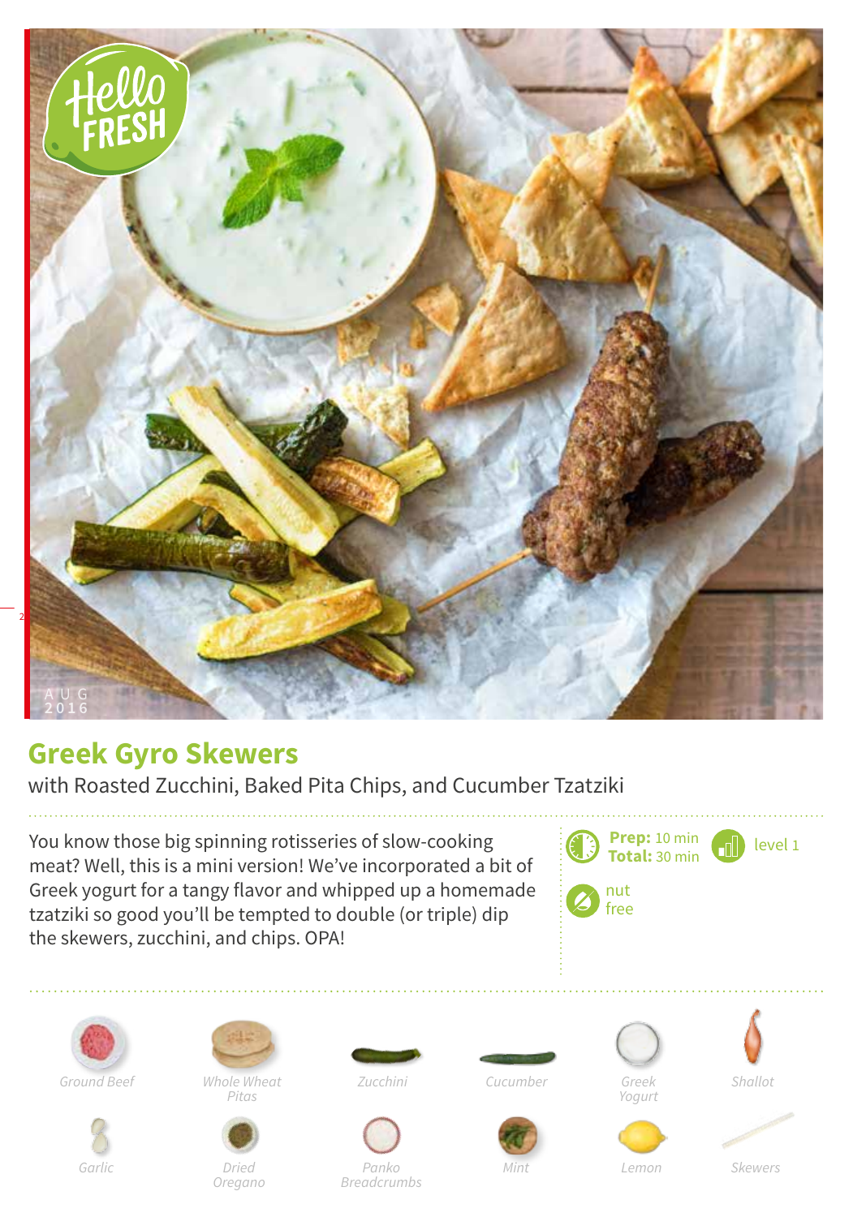# Greek Gyro Skewers

with Roasted Zucchini, Baked Pita Chips, and Cucumber Tzatziki

You know those big spinning rotisseries of slow-cooking meat? Well, this is a mini version! We've incorporated a bit of Greek yogurt for a tangy flavor and whipped up a homemade tzatziki so good you'll be tempted to double (or triple) dip the skewers, zucchini, and chips. OPA!

**Prep:** 10 min
**Total:** 30 min

level 1

nut free

*Ground Beef*
*Whole Wheat Pitas*
*Zucchini*
*Cucumber*
*Greek Yogurt*
*Shallot*
*Garlic*
*Dried Oregano*
*Panko Breadcrumbs*
*Mint*
*Lemon*
*Skewers*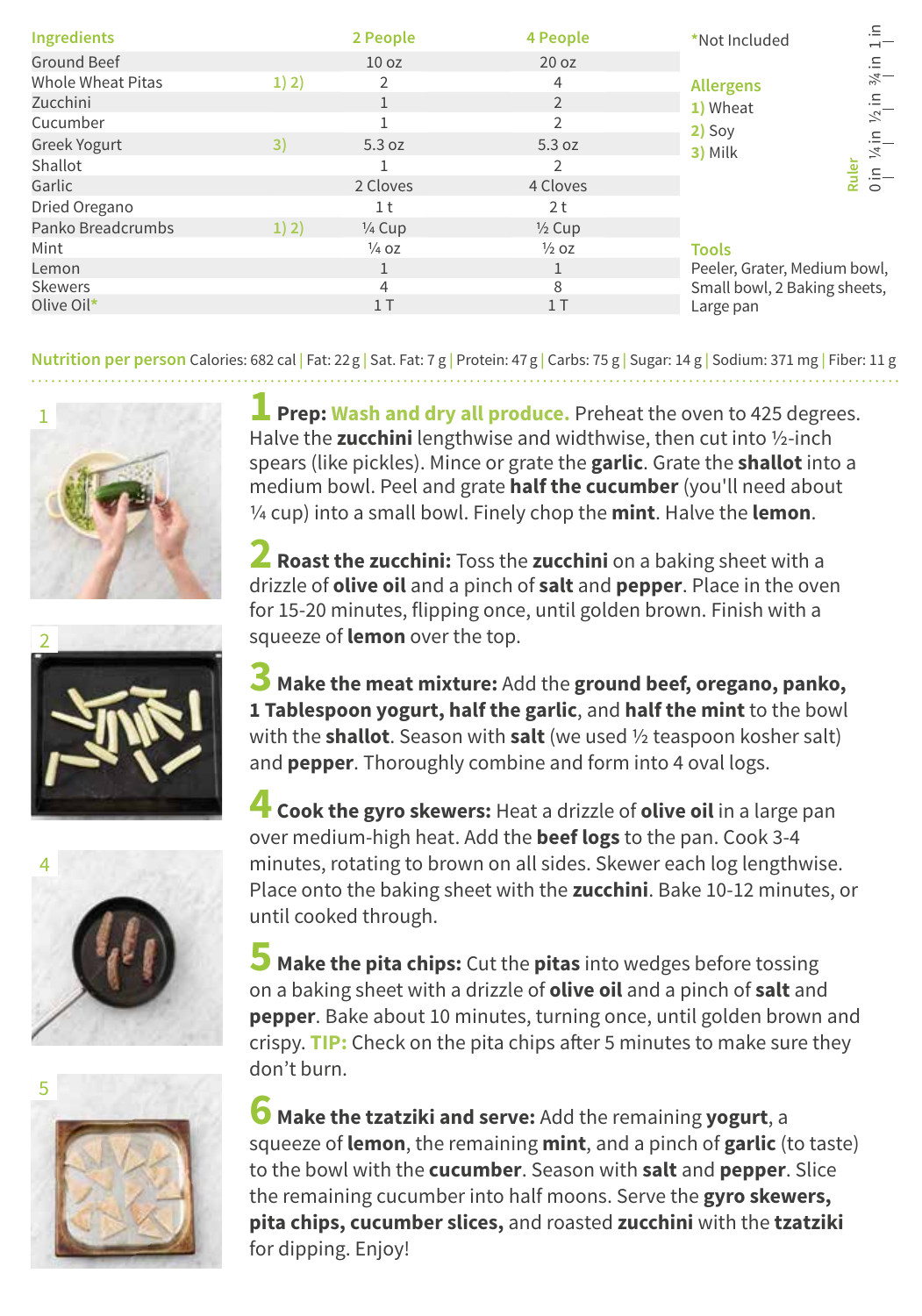| Ingredients | | 2 People | 4 People |
|---|---|---|---|
| Ground Beef | | 10 oz | 20 oz |
| Whole Wheat Pitas | 1) 2) | 2 | 4 |
| Zucchini | | 1 | 2 |
| Cucumber | | 1 | 2 |
| Greek Yogurt | 3) | 5.3 oz | 5.3 oz |
| Shallot | | 1 | 2 |
| Garlic | | 2 Cloves | 4 Cloves |
| Dried Oregano | | 1 t | 2 t |
| Panko Breadcrumbs | 1) 2) | ¼ Cup | ½ Cup |
| Mint | | ¼ oz | ½ oz |
| Lemon | | 1 | 1 |
| Skewers | | 4 | 8 |
| Olive Oil* | | 1 T | 1 T |

*Not Included

**Allergens**
1) Wheat
2) Soy
3) Milk

Ruler: 0 in | ¼ in | ½ in | ¾ in | 1 in

**Tools**
Peeler, Grater, Medium bowl, Small bowl, 2 Baking sheets, Large pan

**Nutrition per person** Calories: 682 cal | Fat: 22 g | Sat. Fat: 7 g | Protein: 47 g | Carbs: 75 g | Sugar: 14 g | Sodium: 371 mg | Fiber: 11 g

1

2

4

5

## 1 Prep: Wash and dry all produce.

Preheat the oven to 425 degrees. Halve the **zucchini** lengthwise and widthwise, then cut into ½-inch spears (like pickles). Mince or grate the **garlic**. Grate the **shallot** into a medium bowl. Peel and grate **half the cucumber** (you'll need about ¼ cup) into a small bowl. Finely chop the **mint**. Halve the **lemon**.

## 2 Roast the zucchini:

Toss the **zucchini** on a baking sheet with a drizzle of **olive oil** and a pinch of **salt** and **pepper**. Place in the oven for 15-20 minutes, flipping once, until golden brown. Finish with a squeeze of **lemon** over the top.

## 3 Make the meat mixture:

Add the **ground beef, oregano, panko, 1 Tablespoon yogurt, half the garlic**, and **half the mint** to the bowl with the **shallot**. Season with **salt** (we used ½ teaspoon kosher salt) and **pepper**. Thoroughly combine and form into 4 oval logs.

## 4 Cook the gyro skewers:

Heat a drizzle of **olive oil** in a large pan over medium-high heat. Add the **beef logs** to the pan. Cook 3-4 minutes, rotating to brown on all sides. Skewer each log lengthwise. Place onto the baking sheet with the **zucchini**. Bake 10-12 minutes, or until cooked through.

## 5 Make the pita chips:

Cut the **pitas** into wedges before tossing on a baking sheet with a drizzle of **olive oil** and a pinch of **salt** and **pepper**. Bake about 10 minutes, turning once, until golden brown and crispy. **TIP:** Check on the pita chips after 5 minutes to make sure they don't burn.

## 6 Make the tzatziki and serve:

Add the remaining **yogurt**, a squeeze of **lemon**, the remaining **mint**, and a pinch of **garlic** (to taste) to the bowl with the **cucumber**. Season with **salt** and **pepper**. Slice the remaining cucumber into half moons. Serve the **gyro skewers, pita chips, cucumber slices,** and roasted **zucchini** with the **tzatziki** for dipping. Enjoy!